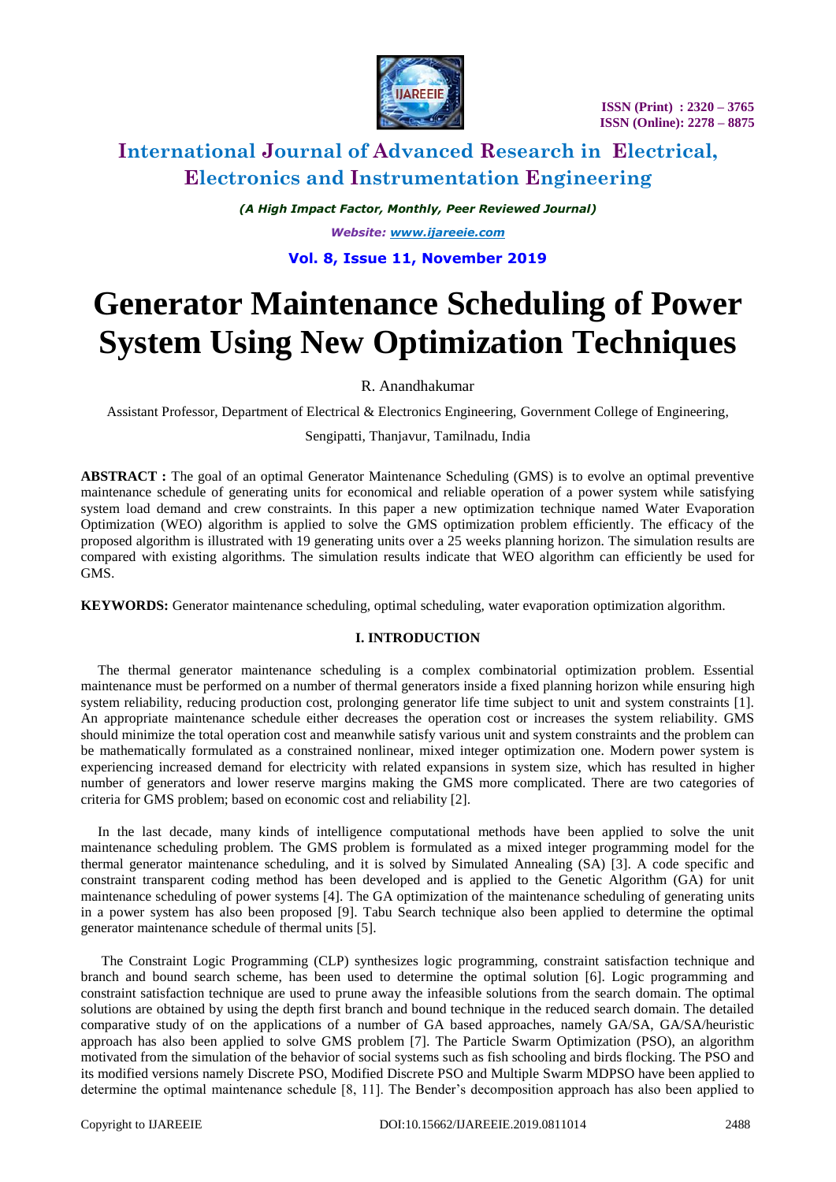# Generator Maintenance Scheduling of Power System Using New Optimization Techniques

R. Anandhakumar

Assistant Professor, Department of Electrical & Electronics Engineering, Government College of Engineering, Sengipatti, Thanjavur, Tamilnadu, India

**ABSTRACT :** The goal of an optimal Generator Maintenance Scheduling (GMS) is to evolve an optimal preventive maintenance schedule of generating units for economical and reliable operation of a power system while satisfying system load demand and crew constraints. In this paper a new optimization technique named Water Evaporation Optimization (WEO) algorithm is applied to solve the GMS optimization problem efficiently. The efficacy of the proposed algorithm is illustrated with 19 generating units over a 25 weeks planning horizon. The simulation results are compared with existing algorithms. The simulation results indicate that WEO algorithm can efficiently be used for GMS.

**KEYWORDS:** Generator maintenance scheduling, optimal scheduling, water evaporation optimization algorithm.

## I. INTRODUCTION

The thermal generator maintenance scheduling is a complex combinatorial optimization problem. Essential maintenance must be performed on a number of thermal generators inside a fixed planning horizon while ensuring high system reliability, reducing production cost, prolonging generator life time subject to unit and system constraints [1]. An appropriate maintenance schedule either decreases the operation cost or increases the system reliability. GMS should minimize the total operation cost and meanwhile satisfy various unit and system constraints and the problem can be mathematically formulated as a constrained nonlinear, mixed integer optimization one. Modern power system is experiencing increased demand for electricity with related expansions in system size, which has resulted in higher number of generators and lower reserve margins making the GMS more complicated. There are two categories of criteria for GMS problem; based on economic cost and reliability [2].

In the last decade, many kinds of intelligence computational methods have been applied to solve the unit maintenance scheduling problem. The GMS problem is formulated as a mixed integer programming model for the thermal generator maintenance scheduling, and it is solved by Simulated Annealing (SA) [3]. A code specific and constraint transparent coding method has been developed and is applied to the Genetic Algorithm (GA) for unit maintenance scheduling of power systems [4]. The GA optimization of the maintenance scheduling of generating units in a power system has also been proposed [9]. Tabu Search technique also been applied to determine the optimal generator maintenance schedule of thermal units [5].

The Constraint Logic Programming (CLP) synthesizes logic programming, constraint satisfaction technique and branch and bound search scheme, has been used to determine the optimal solution [6]. Logic programming and constraint satisfaction technique are used to prune away the infeasible solutions from the search domain. The optimal solutions are obtained by using the depth first branch and bound technique in the reduced search domain. The detailed comparative study of on the applications of a number of GA based approaches, namely GA/SA, GA/SA/heuristic approach has also been applied to solve GMS problem [7]. The Particle Swarm Optimization (PSO), an algorithm motivated from the simulation of the behavior of social systems such as fish schooling and birds flocking. The PSO and its modified versions namely Discrete PSO, Modified Discrete PSO and Multiple Swarm MDPSO have been applied to determine the optimal maintenance schedule [8, 11]. The Bender's decomposition approach has also been applied to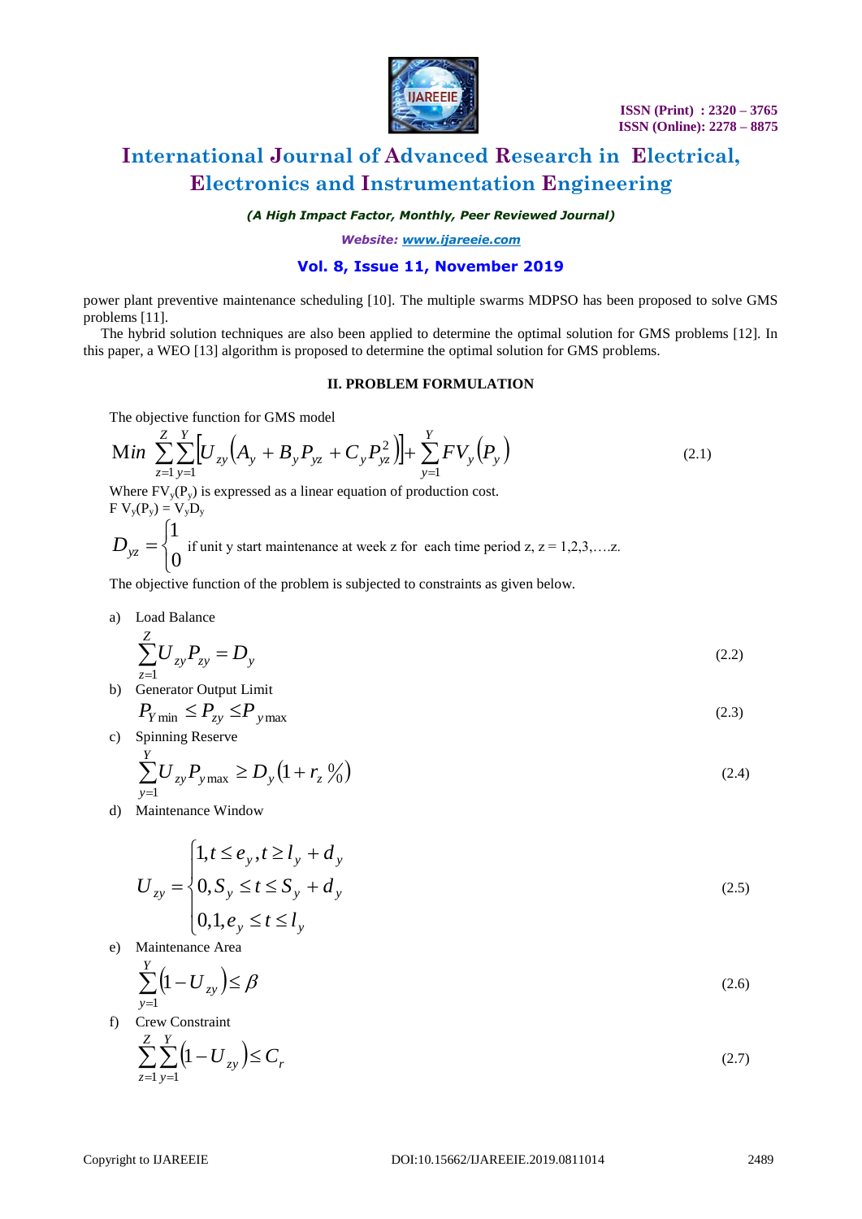power plant preventive maintenance scheduling [10]. The multiple swarms MDPSO has been proposed to solve GMS problems [11].

The hybrid solution techniques are also been applied to determine the optimal solution for GMS problems [12]. In this paper, a WEO [13] algorithm is proposed to determine the optimal solution for GMS problems.

## II. PROBLEM FORMULATION

The objective function for GMS model

$$\text{Min} \sum_{z=1}^{Z}\sum_{y=1}^{Y}\left[U_{zy}\left(A_y + B_y P_{yz} + C_y P_{yz}^2\right)\right] + \sum_{y=1}^{Y} FV_y\left(P_y\right) \tag{2.1}$$

Where $FV_y(P_y)$ is expressed as a linear equation of production cost.

$F V_y(P_y) = V_y D_y$

$$D_{yz} = \begin{cases} 1 \\ 0 \end{cases} \text{if unit y start maintenance at week z for each time period z, z = 1,2,3,….z.}$$

The objective function of the problem is subjected to constraints as given below.

a) Load Balance

$$\sum_{z=1}^{Z} U_{zy} P_{zy} = D_y \tag{2.2}$$

b) Generator Output Limit

$$P_{Y\min} \leq P_{zy} \leq P_{y\max} \tag{2.3}$$

c) Spinning Reserve

$$\sum_{y=1}^{Y} U_{zy} P_{y\max} \geq D_y\left(1 + r_z \%\right) \tag{2.4}$$

d) Maintenance Window

$$U_{zy} = \begin{cases} 1, t \leq e_y, t \geq l_y + d_y \\ 0, S_y \leq t \leq S_y + d_y \\ 0,1, e_y \leq t \leq l_y \end{cases} \tag{2.5}$$

e) Maintenance Area

$$\sum_{y=1}^{Y}\left(1 - U_{zy}\right) \leq \beta \tag{2.6}$$

f) Crew Constraint

$$\sum_{z=1}^{Z}\sum_{y=1}^{Y}\left(1 - U_{zy}\right) \leq C_r \tag{2.7}$$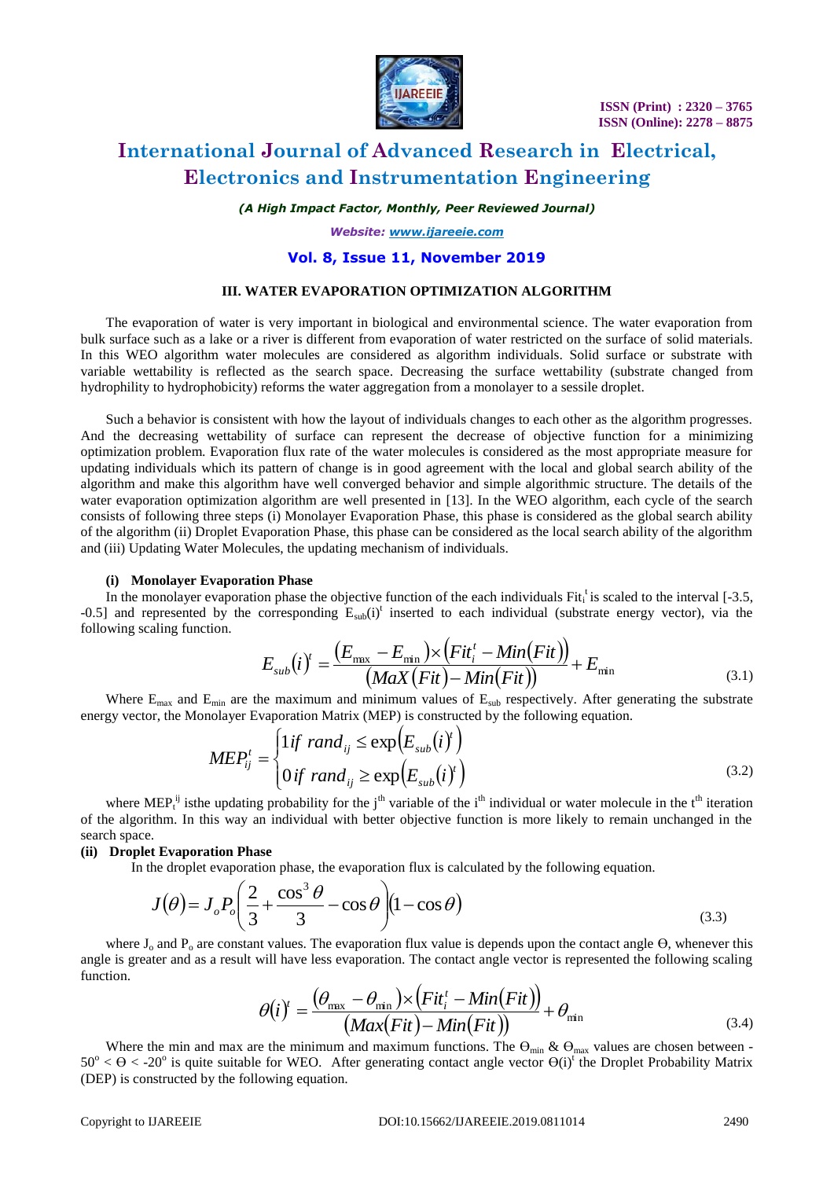## III. WATER EVAPORATION OPTIMIZATION ALGORITHM

The evaporation of water is very important in biological and environmental science. The water evaporation from bulk surface such as a lake or a river is different from evaporation of water restricted on the surface of solid materials. In this WEO algorithm water molecules are considered as algorithm individuals. Solid surface or substrate with variable wettability is reflected as the search space. Decreasing the surface wettability (substrate changed from hydrophility to hydrophobicity) reforms the water aggregation from a monolayer to a sessile droplet.

Such a behavior is consistent with how the layout of individuals changes to each other as the algorithm progresses. And the decreasing wettability of surface can represent the decrease of objective function for a minimizing optimization problem. Evaporation flux rate of the water molecules is considered as the most appropriate measure for updating individuals which its pattern of change is in good agreement with the local and global search ability of the algorithm and make this algorithm have well converged behavior and simple algorithmic structure. The details of the water evaporation optimization algorithm are well presented in [13]. In the WEO algorithm, each cycle of the search consists of following three steps (i) Monolayer Evaporation Phase, this phase is considered as the global search ability of the algorithm (ii) Droplet Evaporation Phase, this phase can be considered as the local search ability of the algorithm and (iii) Updating Water Molecules, the updating mechanism of individuals.

### (i) Monolayer Evaporation Phase

In the monolayer evaporation phase the objective function of the each individuals $Fit_i^t$ is scaled to the interval [-3.5, -0.5] and represented by the corresponding $E_{sub}(i)^t$ inserted to each individual (substrate energy vector), via the following scaling function.

$$E_{sub}(i)^t = \frac{(E_{max} - E_{min}) \times \left(Fit_i^t - Min(Fit)\right)}{\left(MaX(Fit) - Min(Fit)\right)} + E_{min} \tag{3.1}$$

Where $E_{max}$ and $E_{min}$ are the maximum and minimum values of $E_{sub}$ respectively. After generating the substrate energy vector, the Monolayer Evaporation Matrix (MEP) is constructed by the following equation.

$$MEP_{ij}^t = \begin{cases} 1 \, if \ rand_{ij} \le \exp\left(E_{sub}(i)^t\right) \\ 0 \, if \ rand_{ij} \ge \exp\left(E_{sub}(i)^t\right) \end{cases} \tag{3.2}$$

where $MEP_t^{ij}$ isthe updating probability for the j[th] variable of the i[th] individual or water molecule in the t[th] iteration of the algorithm. In this way an individual with better objective function is more likely to remain unchanged in the search space.

### (ii) Droplet Evaporation Phase

In the droplet evaporation phase, the evaporation flux is calculated by the following equation.

$$J(\theta) = J_o P_o \left( \frac{2}{3} + \frac{\cos^3 \theta}{3} - \cos\theta \right) (1 - \cos\theta) \tag{3.3}$$

where $J_o$ and $P_o$ are constant values. The evaporation flux value is depends upon the contact angle $\Theta$, whenever this angle is greater and as a result will have less evaporation. The contact angle vector is represented the following scaling function.

$$\theta(i)^t = \frac{(\theta_{max} - \theta_{min}) \times \left(Fit_i^t - Min(Fit)\right)}{\left(Max(Fit) - Min(Fit)\right)} + \theta_{min} \tag{3.4}$$

Where the min and max are the minimum and maximum functions. The $\Theta_{min}$ & $\Theta_{max}$ values are chosen between $-50^o < \Theta < -20^o$ is quite suitable for WEO. After generating contact angle vector $\Theta(i)^t$ the Droplet Probability Matrix (DEP) is constructed by the following equation.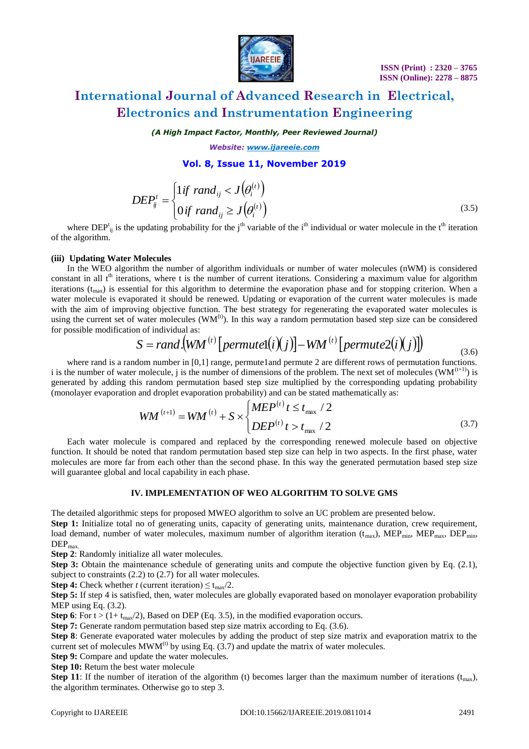$$DEP_{ij}^{t} = \begin{cases} 1 \, if \ rand_{ij} < J\left(\theta_i^{(t)}\right) \\ 0 \, if \ rand_{ij} \geq J\left(\theta_i^{(t)}\right) \end{cases} \tag{3.5}$$

where $DEP^{t}_{ij}$ is the updating probability for the $j^{th}$ variable of the $i^{th}$ individual or water molecule in the $t^{th}$ iteration of the algorithm.

**(iii) Updating Water Molecules**

In the WEO algorithm the number of algorithm individuals or number of water molecules (nWM) is considered constant in all $t^{th}$ iterations, where t is the number of current iterations. Considering a maximum value for algorithm iterations ($t_{max}$) is essential for this algorithm to determine the evaporation phase and for stopping criterion. When a water molecule is evaporated it should be renewed. Updating or evaporation of the current water molecules is made with the aim of improving objective function. The best strategy for regenerating the evaporated water molecules is using the current set of water molecules ($WM^{(t)}$). In this way a random permutation based step size can be considered for possible modification of individual as:

$$S = rand.\left(WM^{(t)}\left[permute1(i)(j)\right] - WM^{(t)}\left[permute2(i)(j)\right]\right) \tag{3.6}$$

where rand is a random number in [0,1] range, permute1and permute 2 are different rows of permutation functions. i is the number of water molecule, j is the number of dimensions of the problem. The next set of molecules ($WM^{(t+1)}$) is generated by adding this random permutation based step size multiplied by the corresponding updating probability (monolayer evaporation and droplet evaporation probability) and can be stated mathematically as:

$$WM^{(t+1)} = WM^{(t)} + S \times \begin{cases} MEP^{(t)} \, t \leq t_{\max} / 2 \\ DEP^{(t)} \, t > t_{\max} / 2 \end{cases} \tag{3.7}$$

Each water molecule is compared and replaced by the corresponding renewed molecule based on objective function. It should be noted that random permutation based step size can help in two aspects. In the first phase, water molecules are more far from each other than the second phase. In this way the generated permutation based step size will guarantee global and local capability in each phase.

## IV. IMPLEMENTATION OF WEO ALGORITHM TO SOLVE GMS

The detailed algorithmic steps for proposed MWEO algorithm to solve an UC problem are presented below.

**Step 1:** Initialize total no of generating units, capacity of generating units, maintenance duration, crew requirement, load demand, number of water molecules, maximum number of algorithm iteration ($t_{max}$), $MEP_{min}$, $MEP_{max}$, $DEP_{min}$, $DEP_{max}$.

**Step 2**: Randomly initialize all water molecules.

**Step 3:** Obtain the maintenance schedule of generating units and compute the objective function given by Eq. (2.1), subject to constraints (2.2) to (2.7) for all water molecules.

**Step 4:** Check whether *t* (current iteration) $\leq t_{max}/2$.

**Step 5:** If step 4 is satisfied, then, water molecules are globally evaporated based on monolayer evaporation probability MEP using Eq. (3.2).

**Step 6**: For $t > (1+ t_{max}/2)$, Based on DEP (Eq. 3.5), in the modified evaporation occurs.

**Step 7:** Generate random permutation based step size matrix according to Eq. (3.6).

**Step 8**: Generate evaporated water molecules by adding the product of step size matrix and evaporation matrix to the current set of molecules $MWM^{(t)}$ by using Eq. (3.7) and update the matrix of water molecules.

**Step 9:** Compare and update the water molecules.

**Step 10:** Return the best water molecule

**Step 11**: If the number of iteration of the algorithm (t) becomes larger than the maximum number of iterations ($t_{max}$), the algorithm terminates. Otherwise go to step 3.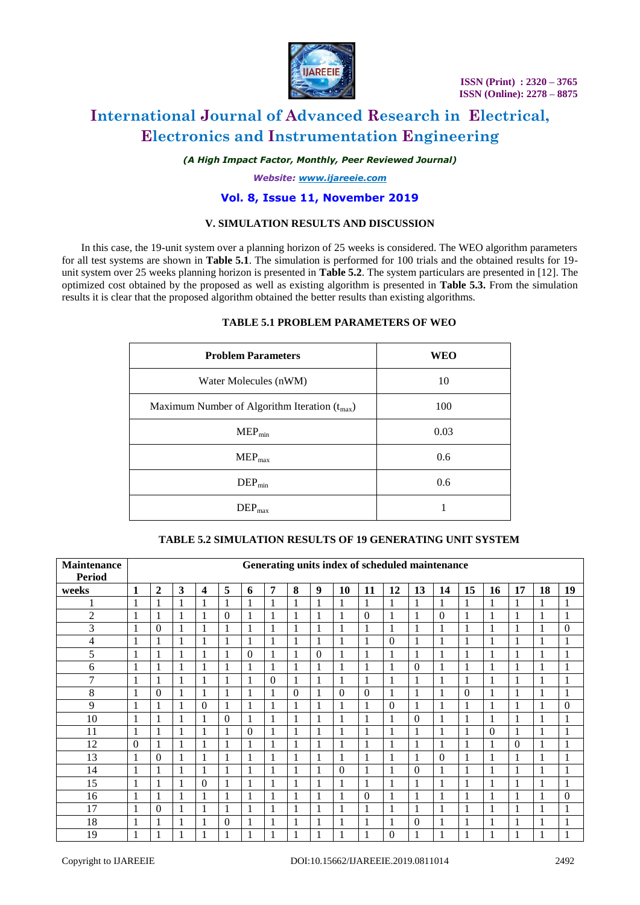### V. SIMULATION RESULTS AND DISCUSSION

In this case, the 19-unit system over a planning horizon of 25 weeks is considered. The WEO algorithm parameters for all test systems are shown in **Table 5.1**. The simulation is performed for 100 trials and the obtained results for 19-unit system over 25 weeks planning horizon is presented in **Table 5.2**. The system particulars are presented in [12]. The optimized cost obtained by the proposed as well as existing algorithm is presented in **Table 5.3.** From the simulation results it is clear that the proposed algorithm obtained the better results than existing algorithms.

**TABLE 5.1 PROBLEM PARAMETERS OF WEO**

| Problem Parameters | WEO |
|---|---|
| Water Molecules (nWM) | 10 |
| Maximum Number of Algorithm Iteration ($t_{max}$) | 100 |
| $MEP_{min}$ | 0.03 |
| $MEP_{max}$ | 0.6 |
| $DEP_{min}$ | 0.6 |
| $DEP_{max}$ | 1 |

**TABLE 5.2 SIMULATION RESULTS OF 19 GENERATING UNIT SYSTEM**

| **Maintenance Period** | **Generating units index of scheduled maintenance** | | | | | | | | | | | | | | | | | | |
|---|---|---|---|---|---|---|---|---|---|---|---|---|---|---|---|---|---|---|---|
| **weeks** | **1** | **2** | **3** | **4** | **5** | **6** | **7** | **8** | **9** | **10** | **11** | **12** | **13** | **14** | **15** | **16** | **17** | **18** | **19** |
| 1 | 1 | 1 | 1 | 1 | 1 | 1 | 1 | 1 | 1 | 1 | 1 | 1 | 1 | 1 | 1 | 1 | 1 | 1 | 1 |
| 2 | 1 | 1 | 1 | 1 | 0 | 1 | 1 | 1 | 1 | 1 | 0 | 1 | 1 | 0 | 1 | 1 | 1 | 1 | 1 |
| 3 | 1 | 0 | 1 | 1 | 1 | 1 | 1 | 1 | 1 | 1 | 1 | 1 | 1 | 1 | 1 | 1 | 1 | 1 | 0 |
| 4 | 1 | 1 | 1 | 1 | 1 | 1 | 1 | 1 | 1 | 1 | 1 | 0 | 1 | 1 | 1 | 1 | 1 | 1 | 1 |
| 5 | 1 | 1 | 1 | 1 | 1 | 0 | 1 | 1 | 0 | 1 | 1 | 1 | 1 | 1 | 1 | 1 | 1 | 1 | 1 |
| 6 | 1 | 1 | 1 | 1 | 1 | 1 | 1 | 1 | 1 | 1 | 1 | 1 | 0 | 1 | 1 | 1 | 1 | 1 | 1 |
| 7 | 1 | 1 | 1 | 1 | 1 | 1 | 0 | 1 | 1 | 1 | 1 | 1 | 1 | 1 | 1 | 1 | 1 | 1 | 1 |
| 8 | 1 | 0 | 1 | 1 | 1 | 1 | 1 | 0 | 1 | 0 | 0 | 1 | 1 | 1 | 0 | 1 | 1 | 1 | 1 |
| 9 | 1 | 1 | 1 | 0 | 1 | 1 | 1 | 1 | 1 | 1 | 1 | 0 | 1 | 1 | 1 | 1 | 1 | 1 | 0 |
| 10 | 1 | 1 | 1 | 1 | 0 | 1 | 1 | 1 | 1 | 1 | 1 | 1 | 0 | 1 | 1 | 1 | 1 | 1 | 1 |
| 11 | 1 | 1 | 1 | 1 | 1 | 0 | 1 | 1 | 1 | 1 | 1 | 1 | 1 | 1 | 1 | 0 | 1 | 1 | 1 |
| 12 | 0 | 1 | 1 | 1 | 1 | 1 | 1 | 1 | 1 | 1 | 1 | 1 | 1 | 1 | 1 | 1 | 0 | 1 | 1 |
| 13 | 1 | 0 | 1 | 1 | 1 | 1 | 1 | 1 | 1 | 1 | 1 | 1 | 1 | 0 | 1 | 1 | 1 | 1 | 1 |
| 14 | 1 | 1 | 1 | 1 | 1 | 1 | 1 | 1 | 1 | 0 | 1 | 1 | 0 | 1 | 1 | 1 | 1 | 1 | 1 |
| 15 | 1 | 1 | 1 | 0 | 1 | 1 | 1 | 1 | 1 | 1 | 1 | 1 | 1 | 1 | 1 | 1 | 1 | 1 | 1 |
| 16 | 1 | 1 | 1 | 1 | 1 | 1 | 1 | 1 | 1 | 1 | 0 | 1 | 1 | 1 | 1 | 1 | 1 | 1 | 0 |
| 17 | 1 | 0 | 1 | 1 | 1 | 1 | 1 | 1 | 1 | 1 | 1 | 1 | 1 | 1 | 1 | 1 | 1 | 1 | 1 |
| 18 | 1 | 1 | 1 | 1 | 0 | 1 | 1 | 1 | 1 | 1 | 1 | 1 | 0 | 1 | 1 | 1 | 1 | 1 | 1 |
| 19 | 1 | 1 | 1 | 1 | 1 | 1 | 1 | 1 | 1 | 1 | 1 | 0 | 1 | 1 | 1 | 1 | 1 | 1 | 1 |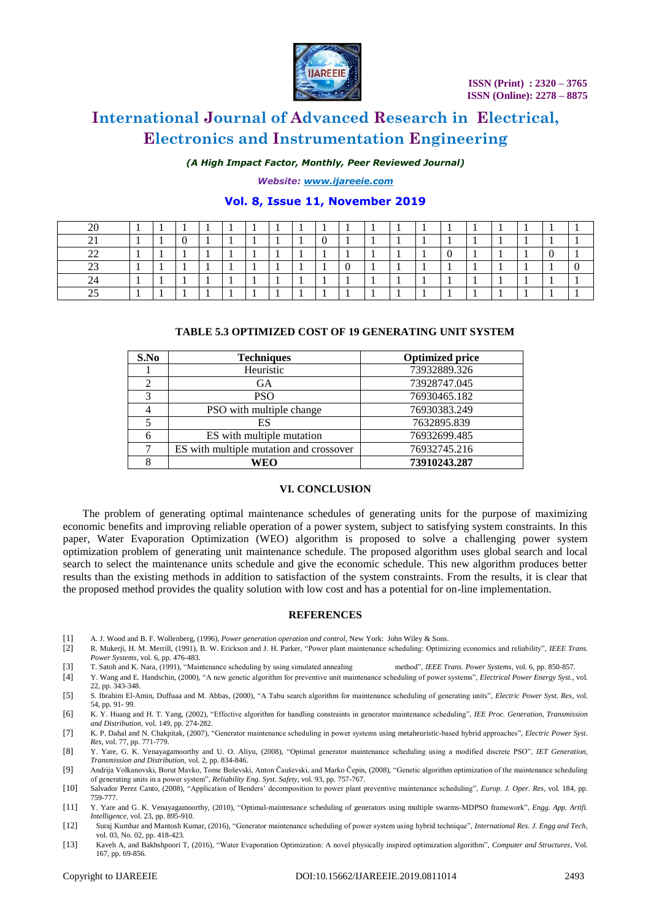| | | | | | | | | | | | | | | | | | | | |
|---|---|---|---|---|---|---|---|---|---|---|---|---|---|---|---|---|---|---|---|
| 20 | 1 | 1 | 1 | 1 | 1 | 1 | 1 | 1 | 1 | 1 | 1 | 1 | 1 | 1 | 1 | 1 | 1 | 1 | 1 |
| 21 | 1 | 1 | 0 | 1 | 1 | 1 | 1 | 1 | 0 | 1 | 1 | 1 | 1 | 1 | 1 | 1 | 1 | 1 | 1 |
| 22 | 1 | 1 | 1 | 1 | 1 | 1 | 1 | 1 | 1 | 1 | 1 | 1 | 1 | 0 | 1 | 1 | 1 | 0 | 1 |
| 23 | 1 | 1 | 1 | 1 | 1 | 1 | 1 | 1 | 1 | 0 | 1 | 1 | 1 | 1 | 1 | 1 | 1 | 1 | 0 |
| 24 | 1 | 1 | 1 | 1 | 1 | 1 | 1 | 1 | 1 | 1 | 1 | 1 | 1 | 1 | 1 | 1 | 1 | 1 | 1 |
| 25 | 1 | 1 | 1 | 1 | 1 | 1 | 1 | 1 | 1 | 1 | 1 | 1 | 1 | 1 | 1 | 1 | 1 | 1 | 1 |

**TABLE 5.3 OPTIMIZED COST OF 19 GENERATING UNIT SYSTEM**

| S.No | Techniques | Optimized price |
|---|---|---|
| 1 | Heuristic | 73932889.326 |
| 2 | GA | 73928747.045 |
| 3 | PSO | 76930465.182 |
| 4 | PSO with multiple change | 76930383.249 |
| 5 | ES | 7632895.839 |
| 6 | ES with multiple mutation | 76932699.485 |
| 7 | ES with multiple mutation and crossover | 76932745.216 |
| 8 | **WEO** | **73910243.287** |

## VI. CONCLUSION

The problem of generating optimal maintenance schedules of generating units for the purpose of maximizing economic benefits and improving reliable operation of a power system, subject to satisfying system constraints. In this paper, Water Evaporation Optimization (WEO) algorithm is proposed to solve a challenging power system optimization problem of generating unit maintenance schedule. The proposed algorithm uses global search and local search to select the maintenance units schedule and give the economic schedule. This new algorithm produces better results than the existing methods in addition to satisfaction of the system constraints. From the results, it is clear that the proposed method provides the quality solution with low cost and has a potential for on-line implementation.

## REFERENCES

[1] A. J. Wood and B. F. Wollenberg, (1996), *Power generation operation and control*, New York: John Wiley & Sons.

[2] R. Mukerji, H. M. Merrill, (1991), B. W. Erickson and J. H. Parker, "Power plant maintenance scheduling: Optimizing economics and reliability", *IEEE Trans. Power Systems*, vol. 6, pp. 476-483.

[3] T. Satoh and K. Nara, (1991), "Maintenance scheduling by using simulated annealing method", *IEEE Trans. Power Systems*, vol. 6, pp. 850-857.

[4] Y. Wang and E. Handschin, (2000), "A new genetic algorithm for preventive unit maintenance scheduling of power systems", *Electrical Power Energy Syst.*, vol. 22, pp. 343-348.

[5] S. Ibrahim El-Amin, Duffuaa and M. Abbas, (2000), "A Tabu search algorithm for maintenance scheduling of generating units", *Electric Power Syst. Res*, vol. 54, pp. 91- 99.

[6] K. Y. Huang and H. T. Yang, (2002), "Effective algorithm for handling constraints in generator maintenance scheduling", *IEE Proc. Generation, Transmission and Distribution*, vol. 149, pp. 274-282.

[7] K. P. Dahal and N. Chakpitak, (2007), "Generator maintenance scheduling in power systems using metaheuristic-based hybrid approaches", *Electric Power Syst. Res*, vol. 77, pp. 771-779.

[8] Y. Yare, G. K. Venayagamoorthy and U. O. Aliyu, (2008), "Optimal generator maintenance scheduling using a modified discrete PSO", *IET Generation, Transmission and Distribution*, vol. 2, pp. 834-846.

[9] Andrija Volkanovski, Borut Mavko, Tome Boševski, Anton Čauševski, and Marko Čepin, (2008), "Genetic algorithm optimization of the maintenance scheduling of generating units in a power system", *Reliability Eng. Syst. Safety*, vol. 93, pp. 757-767.

[10] Salvador Perez Canto, (2008), "Application of Benders' decomposition to power plant preventive maintenance scheduling", *Europ. J. Oper. Res*, vol. 184, pp. 759-777.

[11] Y. Yare and G. K. Venayagamoorthy, (2010), "Optimal-maintenance scheduling of generators using multiple swarms-MDPSO framework", *Engg. App. Artifi. Intelligence*, vol. 23, pp. 895-910.

[12] Suraj Kumhar and Mantosh Kumar, (2016), "Generator maintenance scheduling of power system using hybrid technique", *International Res. J. Engg and Tech*, vol. 03, No. 02, pp. 418-423.

[13] Kaveh A, and Bakhshpoori T, (2016), "Water Evaporation Optimization: A novel physically inspired optimization algorithm", *Computer and Structures*, Vol. 167, pp. 69-856.